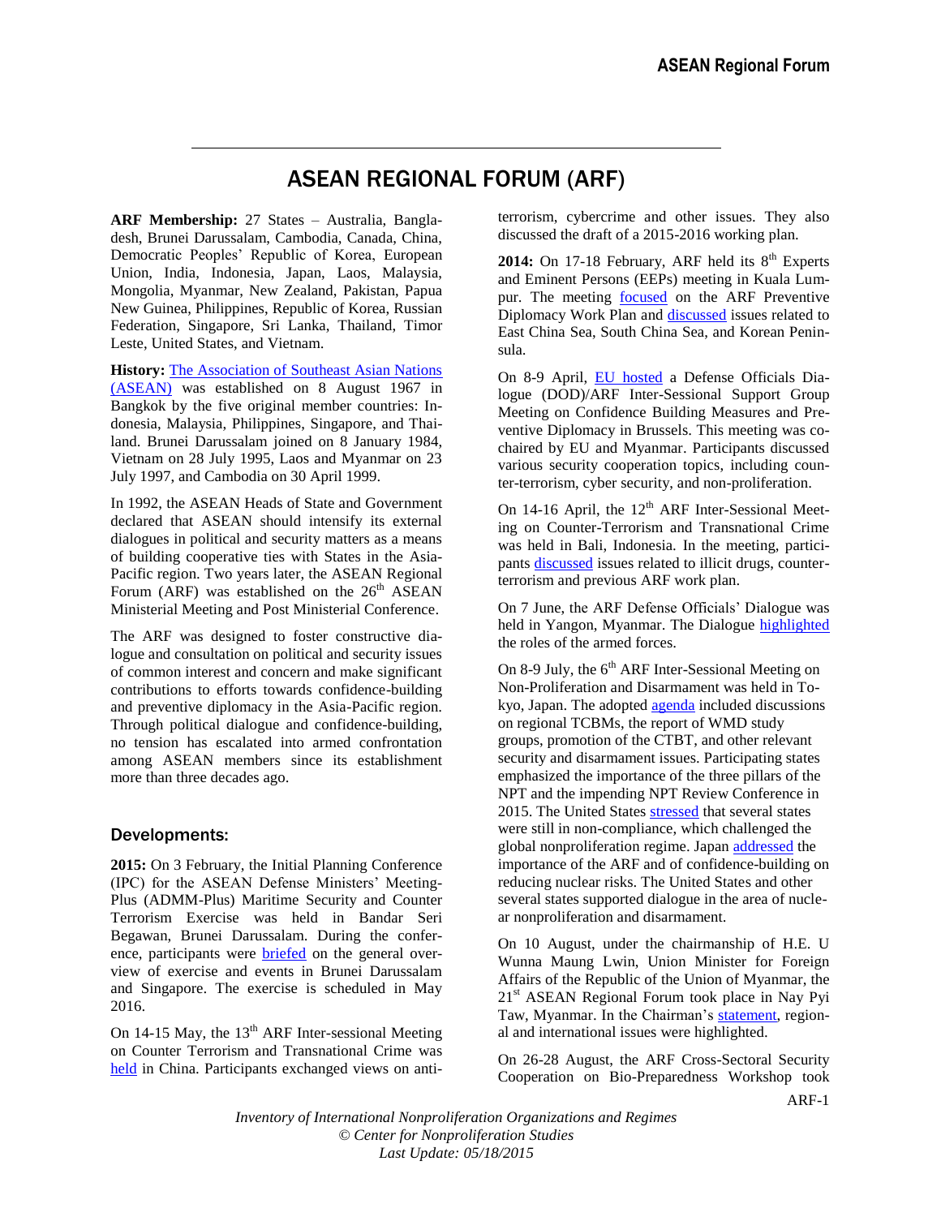# ASEAN REGIONAL FORUM (ARF)

**ARF Membership:** 27 States – Australia, Bangladesh, Brunei Darussalam, Cambodia, Canada, China, Democratic Peoples' Republic of Korea, European Union, India, Indonesia, Japan, Laos, Malaysia, Mongolia, Myanmar, New Zealand, Pakistan, Papua New Guinea, Philippines, Republic of Korea, Russian Federation, Singapore, Sri Lanka, Thailand, Timor Leste, United States, and Vietnam.

**History:** The Association of Southeast Asian Nations (ASEAN) was established on 8 August 1967 in Bangkok by the five original member countries: Indonesia, Malaysia, Philippines, Singapore, and Thailand. Brunei Darussalam joined on 8 January 1984, Vietnam on 28 July 1995, Laos and Myanmar on 23 July 1997, and Cambodia on 30 April 1999.

In 1992, the ASEAN Heads of State and Government declared that ASEAN should intensify its external dialogues in political and security matters as a means of building cooperative ties with States in the Asia-Pacific region. Two years later, the ASEAN Regional Forum (ARF) was established on the 26th ASEAN Ministerial Meeting and Post Ministerial Conference.

The ARF was designed to foster constructive dialogue and consultation on political and security issues of common interest and concern and make significant contributions to efforts towards confidence-building and preventive diplomacy in the Asia-Pacific region. Through political dialogue and confidence-building, no tension has escalated into armed confrontation among ASEAN members since its establishment more than three decades ago.

## Developments:

**2015:** On 3 February, the Initial Planning Conference (IPC) for the ASEAN Defense Ministers' Meeting-Plus (ADMM-Plus) Maritime Security and Counter Terrorism Exercise was held in Bandar Seri Begawan, Brunei Darussalam. During the conference, participants were briefed on the general overview of exercise and events in Brunei Darussalam and Singapore. The exercise is scheduled in May 2016.

On 14-15 May, the 13th ARF Inter-sessional Meeting on Counter Terrorism and Transnational Crime was held in China. Participants exchanged views on anti-terrorism, cybercrime and other issues. They also discussed the draft of a 2015-2016 working plan.

**2014:** On 17-18 February, ARF held its 8th Experts and Eminent Persons (EEPs) meeting in Kuala Lumpur. The meeting focused on the ARF Preventive Diplomacy Work Plan and discussed issues related to East China Sea, South China Sea, and Korean Peninsula.

On 8-9 April, EU hosted a Defense Officials Dialogue (DOD)/ARF Inter-Sessional Support Group Meeting on Confidence Building Measures and Preventive Diplomacy in Brussels. This meeting was co-chaired by EU and Myanmar. Participants discussed various security cooperation topics, including counter-terrorism, cyber security, and non-proliferation.

On 14-16 April, the 12th ARF Inter-Sessional Meeting on Counter-Terrorism and Transnational Crime was held in Bali, Indonesia. In the meeting, participants discussed issues related to illicit drugs, counter-terrorism and previous ARF work plan.

On 7 June, the ARF Defense Officials' Dialogue was held in Yangon, Myanmar. The Dialogue highlighted the roles of the armed forces.

On 8-9 July, the 6th ARF Inter-Sessional Meeting on Non-Proliferation and Disarmament was held in Tokyo, Japan. The adopted agenda included discussions on regional TCBMs, the report of WMD study groups, promotion of the CTBT, and other relevant security and disarmament issues. Participating states emphasized the importance of the three pillars of the NPT and the impending NPT Review Conference in 2015. The United States stressed that several states were still in non-compliance, which challenged the global nonproliferation regime. Japan addressed the importance of the ARF and of confidence-building on reducing nuclear risks. The United States and other several states supported dialogue in the area of nuclear nonproliferation and disarmament.

On 10 August, under the chairmanship of H.E. U Wunna Maung Lwin, Union Minister for Foreign Affairs of the Republic of the Union of Myanmar, the 21st ASEAN Regional Forum took place in Nay Pyi Taw, Myanmar. In the Chairman's statement, regional and international issues were highlighted.

On 26-28 August, the ARF Cross-Sectoral Security Cooperation on Bio-Preparedness Workshop took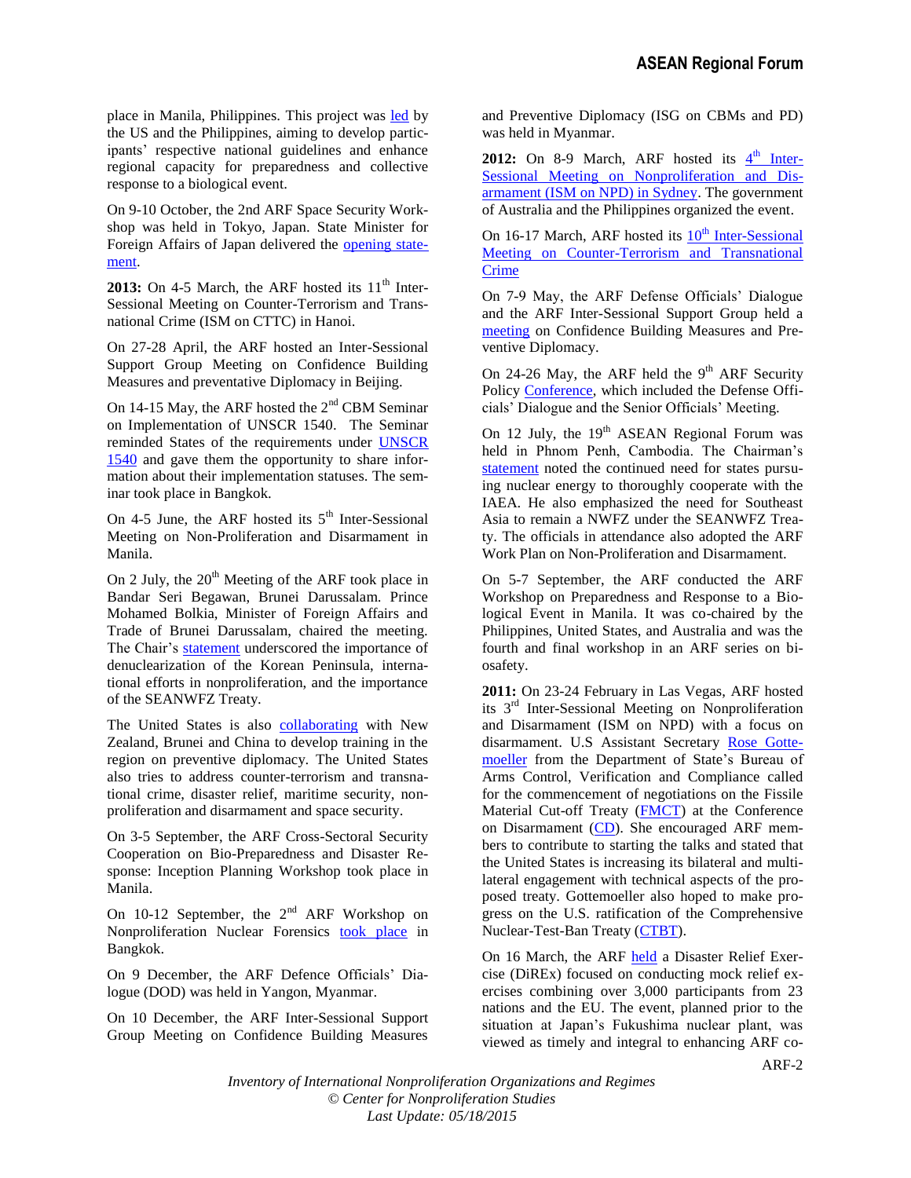place in Manila, Philippines. This project was led by the US and the Philippines, aiming to develop participants' respective national guidelines and enhance regional capacity for preparedness and collective response to a biological event.

On 9-10 October, the 2nd ARF Space Security Workshop was held in Tokyo, Japan. State Minister for Foreign Affairs of Japan delivered the opening statement.

**2013:** On 4-5 March, the ARF hosted its 11th Inter-Sessional Meeting on Counter-Terrorism and Transnational Crime (ISM on CTTC) in Hanoi.

On 27-28 April, the ARF hosted an Inter-Sessional Support Group Meeting on Confidence Building Measures and preventative Diplomacy in Beijing.

On 14-15 May, the ARF hosted the 2nd CBM Seminar on Implementation of UNSCR 1540. The Seminar reminded States of the requirements under UNSCR 1540 and gave them the opportunity to share information about their implementation statuses. The seminar took place in Bangkok.

On 4-5 June, the ARF hosted its 5th Inter-Sessional Meeting on Non-Proliferation and Disarmament in Manila.

On 2 July, the 20th Meeting of the ARF took place in Bandar Seri Begawan, Brunei Darussalam. Prince Mohamed Bolkia, Minister of Foreign Affairs and Trade of Brunei Darussalam, chaired the meeting. The Chair's statement underscored the importance of denuclearization of the Korean Peninsula, international efforts in nonproliferation, and the importance of the SEANWFZ Treaty.

The United States is also collaborating with New Zealand, Brunei and China to develop training in the region on preventive diplomacy. The United States also tries to address counter-terrorism and transnational crime, disaster relief, maritime security, nonproliferation and disarmament and space security.

On 3-5 September, the ARF Cross-Sectoral Security Cooperation on Bio-Preparedness and Disaster Response: Inception Planning Workshop took place in Manila.

On 10-12 September, the 2nd ARF Workshop on Nonproliferation Nuclear Forensics took place in Bangkok.

On 9 December, the ARF Defence Officials' Dialogue (DOD) was held in Yangon, Myanmar.

On 10 December, the ARF Inter-Sessional Support Group Meeting on Confidence Building Measures and Preventive Diplomacy (ISG on CBMs and PD) was held in Myanmar.

**2012:** On 8-9 March, ARF hosted its 4th Inter-Sessional Meeting on Nonproliferation and Disarmament (ISM on NPD) in Sydney. The government of Australia and the Philippines organized the event.

On 16-17 March, ARF hosted its 10th Inter-Sessional Meeting on Counter-Terrorism and Transnational Crime

On 7-9 May, the ARF Defense Officials' Dialogue and the ARF Inter-Sessional Support Group held a meeting on Confidence Building Measures and Preventive Diplomacy.

On 24-26 May, the ARF held the 9th ARF Security Policy Conference, which included the Defense Officials' Dialogue and the Senior Officials' Meeting.

On 12 July, the 19th ASEAN Regional Forum was held in Phnom Penh, Cambodia. The Chairman's statement noted the continued need for states pursuing nuclear energy to thoroughly cooperate with the IAEA. He also emphasized the need for Southeast Asia to remain a NWFZ under the SEANWFZ Treaty. The officials in attendance also adopted the ARF Work Plan on Non-Proliferation and Disarmament.

On 5-7 September, the ARF conducted the ARF Workshop on Preparedness and Response to a Biological Event in Manila. It was co-chaired by the Philippines, United States, and Australia and was the fourth and final workshop in an ARF series on biosafety.

**2011:** On 23-24 February in Las Vegas, ARF hosted its 3rd Inter-Sessional Meeting on Nonproliferation and Disarmament (ISM on NPD) with a focus on disarmament. U.S Assistant Secretary Rose Gottemoeller from the Department of State's Bureau of Arms Control, Verification and Compliance called for the commencement of negotiations on the Fissile Material Cut-off Treaty (FMCT) at the Conference on Disarmament (CD). She encouraged ARF members to contribute to starting the talks and stated that the United States is increasing its bilateral and multilateral engagement with technical aspects of the proposed treaty. Gottemoeller also hoped to make progress on the U.S. ratification of the Comprehensive Nuclear-Test-Ban Treaty (CTBT).

On 16 March, the ARF held a Disaster Relief Exercise (DiREx) focused on conducting mock relief exercises combining over 3,000 participants from 23 nations and the EU. The event, planned prior to the situation at Japan's Fukushima nuclear plant, was viewed as timely and integral to enhancing ARF co-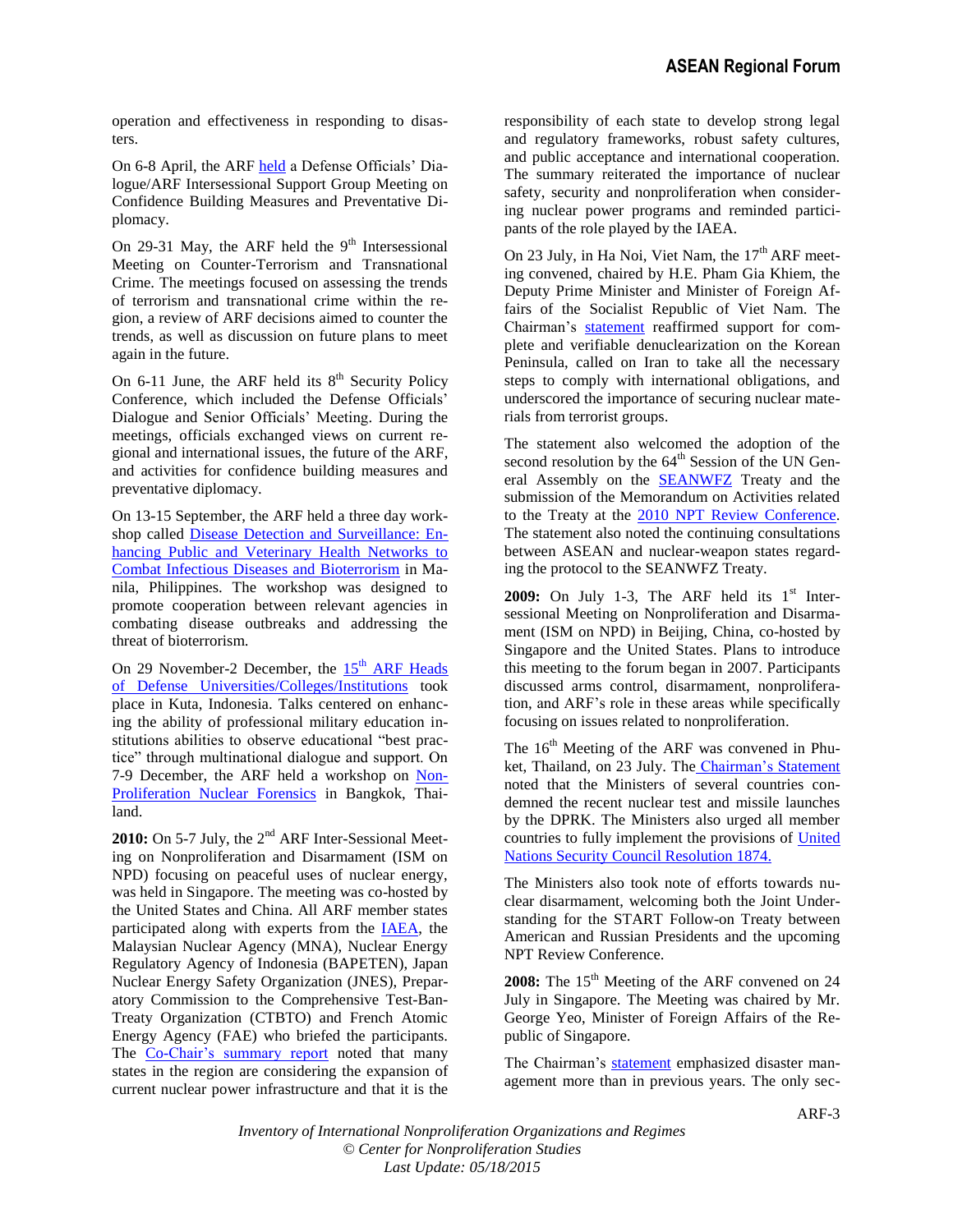operation and effectiveness in responding to disasters.

On 6-8 April, the ARF held a Defense Officials' Dialogue/ARF Intersessional Support Group Meeting on Confidence Building Measures and Preventative Diplomacy.

On 29-31 May, the ARF held the 9th Intersessional Meeting on Counter-Terrorism and Transnational Crime. The meetings focused on assessing the trends of terrorism and transnational crime within the region, a review of ARF decisions aimed to counter the trends, as well as discussion on future plans to meet again in the future.

On 6-11 June, the ARF held its 8th Security Policy Conference, which included the Defense Officials' Dialogue and Senior Officials' Meeting. During the meetings, officials exchanged views on current regional and international issues, the future of the ARF, and activities for confidence building measures and preventative diplomacy.

On 13-15 September, the ARF held a three day workshop called Disease Detection and Surveillance: Enhancing Public and Veterinary Health Networks to Combat Infectious Diseases and Bioterrorism in Manila, Philippines. The workshop was designed to promote cooperation between relevant agencies in combating disease outbreaks and addressing the threat of bioterrorism.

On 29 November-2 December, the 15th ARF Heads of Defense Universities/Colleges/Institutions took place in Kuta, Indonesia. Talks centered on enhancing the ability of professional military education institutions abilities to observe educational "best practice" through multinational dialogue and support. On 7-9 December, the ARF held a workshop on Non-Proliferation Nuclear Forensics in Bangkok, Thailand.

**2010:** On 5-7 July, the 2nd ARF Inter-Sessional Meeting on Nonproliferation and Disarmament (ISM on NPD) focusing on peaceful uses of nuclear energy, was held in Singapore. The meeting was co-hosted by the United States and China. All ARF member states participated along with experts from the IAEA, the Malaysian Nuclear Agency (MNA), Nuclear Energy Regulatory Agency of Indonesia (BAPETEN), Japan Nuclear Energy Safety Organization (JNES), Preparatory Commission to the Comprehensive Test-Ban-Treaty Organization (CTBTO) and French Atomic Energy Agency (FAE) who briefed the participants. The Co-Chair's summary report noted that many states in the region are considering the expansion of current nuclear power infrastructure and that it is the responsibility of each state to develop strong legal and regulatory frameworks, robust safety cultures, and public acceptance and international cooperation. The summary reiterated the importance of nuclear safety, security and nonproliferation when considering nuclear power programs and reminded participants of the role played by the IAEA.

On 23 July, in Ha Noi, Viet Nam, the 17th ARF meeting convened, chaired by H.E. Pham Gia Khiem, the Deputy Prime Minister and Minister of Foreign Affairs of the Socialist Republic of Viet Nam. The Chairman's statement reaffirmed support for complete and verifiable denuclearization on the Korean Peninsula, called on Iran to take all the necessary steps to comply with international obligations, and underscored the importance of securing nuclear materials from terrorist groups.

The statement also welcomed the adoption of the second resolution by the 64th Session of the UN General Assembly on the SEANWFZ Treaty and the submission of the Memorandum on Activities related to the Treaty at the 2010 NPT Review Conference. The statement also noted the continuing consultations between ASEAN and nuclear-weapon states regarding the protocol to the SEANWFZ Treaty.

**2009:** On July 1-3, The ARF held its 1st Intersessional Meeting on Nonproliferation and Disarmament (ISM on NPD) in Beijing, China, co-hosted by Singapore and the United States. Plans to introduce this meeting to the forum began in 2007. Participants discussed arms control, disarmament, nonproliferation, and ARF's role in these areas while specifically focusing on issues related to nonproliferation.

The 16th Meeting of the ARF was convened in Phuket, Thailand, on 23 July. The Chairman's Statement noted that the Ministers of several countries condemned the recent nuclear test and missile launches by the DPRK. The Ministers also urged all member countries to fully implement the provisions of United Nations Security Council Resolution 1874.

The Ministers also took note of efforts towards nuclear disarmament, welcoming both the Joint Understanding for the START Follow-on Treaty between American and Russian Presidents and the upcoming NPT Review Conference.

**2008:** The 15th Meeting of the ARF convened on 24 July in Singapore. The Meeting was chaired by Mr. George Yeo, Minister of Foreign Affairs of the Republic of Singapore.

The Chairman's statement emphasized disaster management more than in previous years. The only sec-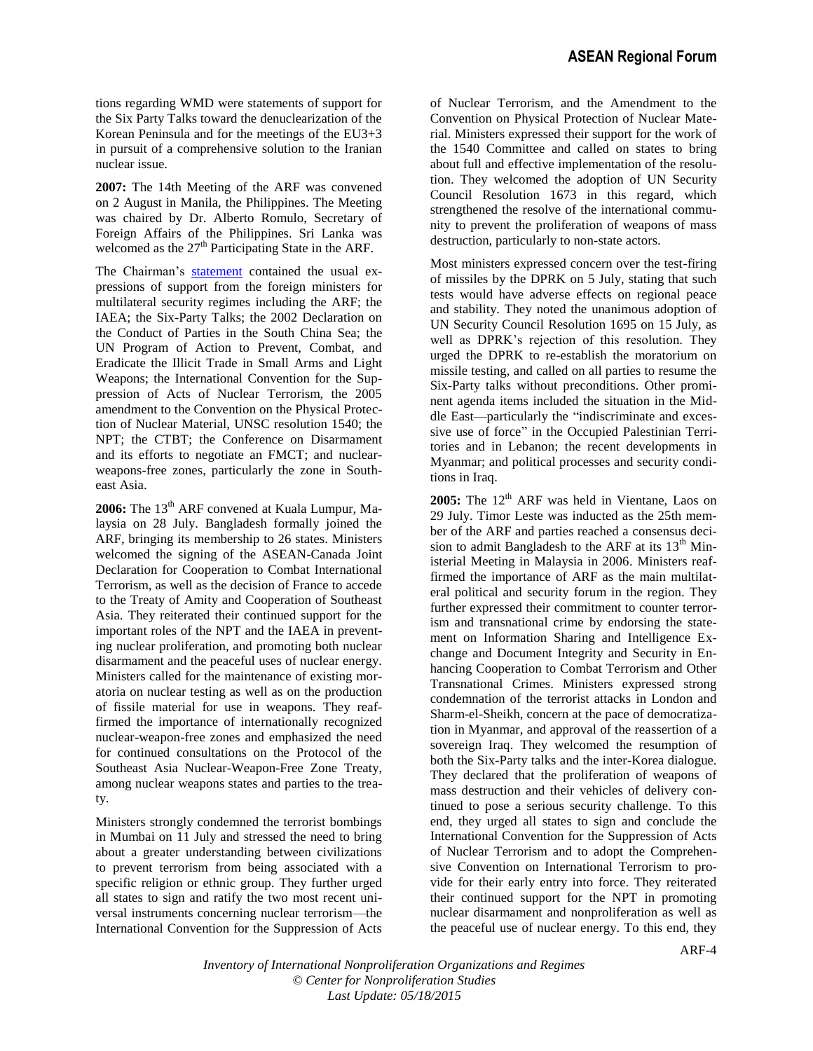tions regarding WMD were statements of support for the Six Party Talks toward the denuclearization of the Korean Peninsula and for the meetings of the EU3+3 in pursuit of a comprehensive solution to the Iranian nuclear issue.

**2007:** The 14th Meeting of the ARF was convened on 2 August in Manila, the Philippines. The Meeting was chaired by Dr. Alberto Romulo, Secretary of Foreign Affairs of the Philippines. Sri Lanka was welcomed as the 27th Participating State in the ARF.

The Chairman's statement contained the usual expressions of support from the foreign ministers for multilateral security regimes including the ARF; the IAEA; the Six-Party Talks; the 2002 Declaration on the Conduct of Parties in the South China Sea; the UN Program of Action to Prevent, Combat, and Eradicate the Illicit Trade in Small Arms and Light Weapons; the International Convention for the Suppression of Acts of Nuclear Terrorism, the 2005 amendment to the Convention on the Physical Protection of Nuclear Material, UNSC resolution 1540; the NPT; the CTBT; the Conference on Disarmament and its efforts to negotiate an FMCT; and nuclear-weapons-free zones, particularly the zone in Southeast Asia.

**2006:** The 13th ARF convened at Kuala Lumpur, Malaysia on 28 July. Bangladesh formally joined the ARF, bringing its membership to 26 states. Ministers welcomed the signing of the ASEAN-Canada Joint Declaration for Cooperation to Combat International Terrorism, as well as the decision of France to accede to the Treaty of Amity and Cooperation of Southeast Asia. They reiterated their continued support for the important roles of the NPT and the IAEA in preventing nuclear proliferation, and promoting both nuclear disarmament and the peaceful uses of nuclear energy. Ministers called for the maintenance of existing moratoria on nuclear testing as well as on the production of fissile material for use in weapons. They reaffirmed the importance of internationally recognized nuclear-weapon-free zones and emphasized the need for continued consultations on the Protocol of the Southeast Asia Nuclear-Weapon-Free Zone Treaty, among nuclear weapons states and parties to the treaty.

Ministers strongly condemned the terrorist bombings in Mumbai on 11 July and stressed the need to bring about a greater understanding between civilizations to prevent terrorism from being associated with a specific religion or ethnic group. They further urged all states to sign and ratify the two most recent universal instruments concerning nuclear terrorism—the International Convention for the Suppression of Acts of Nuclear Terrorism, and the Amendment to the Convention on Physical Protection of Nuclear Material. Ministers expressed their support for the work of the 1540 Committee and called on states to bring about full and effective implementation of the resolution. They welcomed the adoption of UN Security Council Resolution 1673 in this regard, which strengthened the resolve of the international community to prevent the proliferation of weapons of mass destruction, particularly to non-state actors.

Most ministers expressed concern over the test-firing of missiles by the DPRK on 5 July, stating that such tests would have adverse effects on regional peace and stability. They noted the unanimous adoption of UN Security Council Resolution 1695 on 15 July, as well as DPRK's rejection of this resolution. They urged the DPRK to re-establish the moratorium on missile testing, and called on all parties to resume the Six-Party talks without preconditions. Other prominent agenda items included the situation in the Middle East—particularly the "indiscriminate and excessive use of force" in the Occupied Palestinian Territories and in Lebanon; the recent developments in Myanmar; and political processes and security conditions in Iraq.

**2005:** The 12th ARF was held in Vientane, Laos on 29 July. Timor Leste was inducted as the 25th member of the ARF and parties reached a consensus decision to admit Bangladesh to the ARF at its 13th Ministerial Meeting in Malaysia in 2006. Ministers reaffirmed the importance of ARF as the main multilateral political and security forum in the region. They further expressed their commitment to counter terrorism and transnational crime by endorsing the statement on Information Sharing and Intelligence Exchange and Document Integrity and Security in Enhancing Cooperation to Combat Terrorism and Other Transnational Crimes. Ministers expressed strong condemnation of the terrorist attacks in London and Sharm-el-Sheikh, concern at the pace of democratization in Myanmar, and approval of the reassertion of a sovereign Iraq. They welcomed the resumption of both the Six-Party talks and the inter-Korea dialogue. They declared that the proliferation of weapons of mass destruction and their vehicles of delivery continued to pose a serious security challenge. To this end, they urged all states to sign and conclude the International Convention for the Suppression of Acts of Nuclear Terrorism and to adopt the Comprehensive Convention on International Terrorism to provide for their early entry into force. They reiterated their continued support for the NPT in promoting nuclear disarmament and nonproliferation as well as the peaceful use of nuclear energy. To this end, they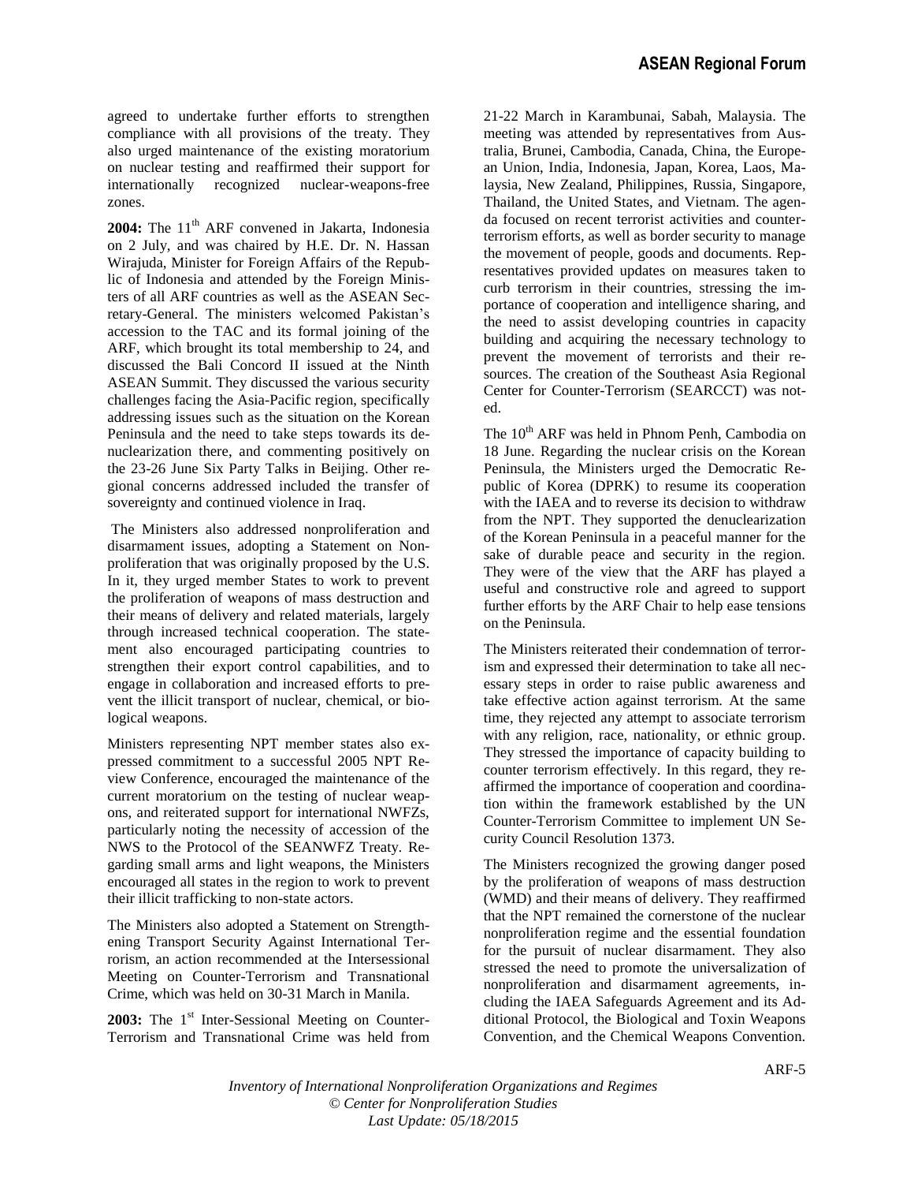agreed to undertake further efforts to strengthen compliance with all provisions of the treaty. They also urged maintenance of the existing moratorium on nuclear testing and reaffirmed their support for internationally recognized nuclear-weapons-free zones.

**2004:** The 11th ARF convened in Jakarta, Indonesia on 2 July, and was chaired by H.E. Dr. N. Hassan Wirajuda, Minister for Foreign Affairs of the Republic of Indonesia and attended by the Foreign Ministers of all ARF countries as well as the ASEAN Secretary-General. The ministers welcomed Pakistan's accession to the TAC and its formal joining of the ARF, which brought its total membership to 24, and discussed the Bali Concord II issued at the Ninth ASEAN Summit. They discussed the various security challenges facing the Asia-Pacific region, specifically addressing issues such as the situation on the Korean Peninsula and the need to take steps towards its denuclearization there, and commenting positively on the 23-26 June Six Party Talks in Beijing. Other regional concerns addressed included the transfer of sovereignty and continued violence in Iraq.

The Ministers also addressed nonproliferation and disarmament issues, adopting a Statement on Nonproliferation that was originally proposed by the U.S. In it, they urged member States to work to prevent the proliferation of weapons of mass destruction and their means of delivery and related materials, largely through increased technical cooperation. The statement also encouraged participating countries to strengthen their export control capabilities, and to engage in collaboration and increased efforts to prevent the illicit transport of nuclear, chemical, or biological weapons.

Ministers representing NPT member states also expressed commitment to a successful 2005 NPT Review Conference, encouraged the maintenance of the current moratorium on the testing of nuclear weapons, and reiterated support for international NWFZs, particularly noting the necessity of accession of the NWS to the Protocol of the SEANWFZ Treaty. Regarding small arms and light weapons, the Ministers encouraged all states in the region to work to prevent their illicit trafficking to non-state actors.

The Ministers also adopted a Statement on Strengthening Transport Security Against International Terrorism, an action recommended at the Intersessional Meeting on Counter-Terrorism and Transnational Crime, which was held on 30-31 March in Manila.

**2003:** The 1st Inter-Sessional Meeting on Counter-Terrorism and Transnational Crime was held from 21-22 March in Karambunai, Sabah, Malaysia. The meeting was attended by representatives from Australia, Brunei, Cambodia, Canada, China, the European Union, India, Indonesia, Japan, Korea, Laos, Malaysia, New Zealand, Philippines, Russia, Singapore, Thailand, the United States, and Vietnam. The agenda focused on recent terrorist activities and counter-terrorism efforts, as well as border security to manage the movement of people, goods and documents. Representatives provided updates on measures taken to curb terrorism in their countries, stressing the importance of cooperation and intelligence sharing, and the need to assist developing countries in capacity building and acquiring the necessary technology to prevent the movement of terrorists and their resources. The creation of the Southeast Asia Regional Center for Counter-Terrorism (SEARCCT) was noted.

The 10th ARF was held in Phnom Penh, Cambodia on 18 June. Regarding the nuclear crisis on the Korean Peninsula, the Ministers urged the Democratic Republic of Korea (DPRK) to resume its cooperation with the IAEA and to reverse its decision to withdraw from the NPT. They supported the denuclearization of the Korean Peninsula in a peaceful manner for the sake of durable peace and security in the region. They were of the view that the ARF has played a useful and constructive role and agreed to support further efforts by the ARF Chair to help ease tensions on the Peninsula.

The Ministers reiterated their condemnation of terrorism and expressed their determination to take all necessary steps in order to raise public awareness and take effective action against terrorism. At the same time, they rejected any attempt to associate terrorism with any religion, race, nationality, or ethnic group. They stressed the importance of capacity building to counter terrorism effectively. In this regard, they reaffirmed the importance of cooperation and coordination within the framework established by the UN Counter-Terrorism Committee to implement UN Security Council Resolution 1373.

The Ministers recognized the growing danger posed by the proliferation of weapons of mass destruction (WMD) and their means of delivery. They reaffirmed that the NPT remained the cornerstone of the nuclear nonproliferation regime and the essential foundation for the pursuit of nuclear disarmament. They also stressed the need to promote the universalization of nonproliferation and disarmament agreements, including the IAEA Safeguards Agreement and its Additional Protocol, the Biological and Toxin Weapons Convention, and the Chemical Weapons Convention.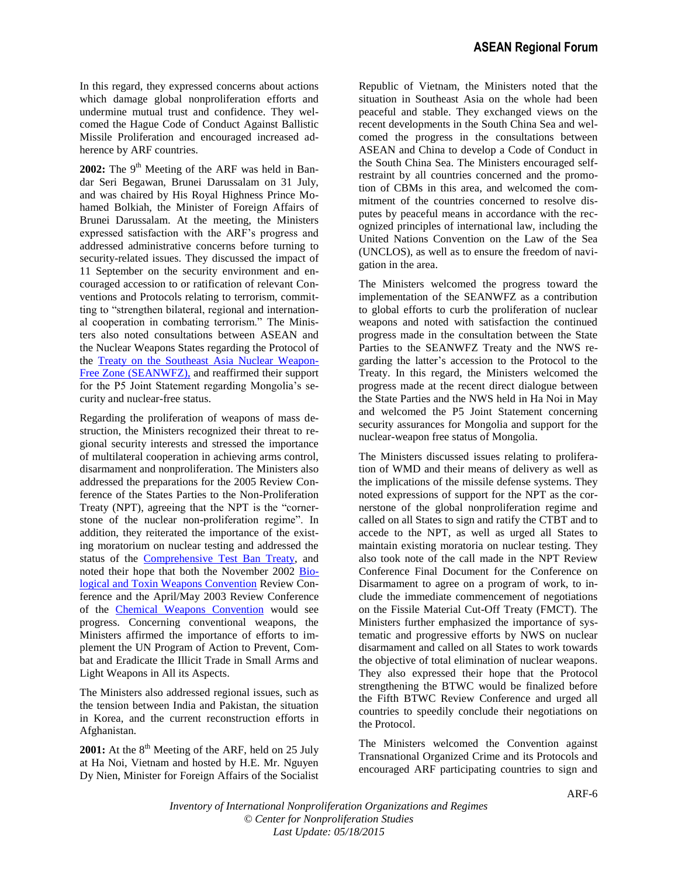In this regard, they expressed concerns about actions which damage global nonproliferation efforts and undermine mutual trust and confidence. They welcomed the Hague Code of Conduct Against Ballistic Missile Proliferation and encouraged increased adherence by ARF countries.

**2002:** The 9th Meeting of the ARF was held in Bandar Seri Begawan, Brunei Darussalam on 31 July, and was chaired by His Royal Highness Prince Mohamed Bolkiah, the Minister of Foreign Affairs of Brunei Darussalam. At the meeting, the Ministers expressed satisfaction with the ARF's progress and addressed administrative concerns before turning to security-related issues. They discussed the impact of 11 September on the security environment and encouraged accession to or ratification of relevant Conventions and Protocols relating to terrorism, committing to "strengthen bilateral, regional and international cooperation in combating terrorism." The Ministers also noted consultations between ASEAN and the Nuclear Weapons States regarding the Protocol of the Treaty on the Southeast Asia Nuclear Weapon-Free Zone (SEANWFZ), and reaffirmed their support for the P5 Joint Statement regarding Mongolia's security and nuclear-free status.

Regarding the proliferation of weapons of mass destruction, the Ministers recognized their threat to regional security interests and stressed the importance of multilateral cooperation in achieving arms control, disarmament and nonproliferation. The Ministers also addressed the preparations for the 2005 Review Conference of the States Parties to the Non-Proliferation Treaty (NPT), agreeing that the NPT is the "cornerstone of the nuclear non-proliferation regime". In addition, they reiterated the importance of the existing moratorium on nuclear testing and addressed the status of the Comprehensive Test Ban Treaty, and noted their hope that both the November 2002 Biological and Toxin Weapons Convention Review Conference and the April/May 2003 Review Conference of the Chemical Weapons Convention would see progress. Concerning conventional weapons, the Ministers affirmed the importance of efforts to implement the UN Program of Action to Prevent, Combat and Eradicate the Illicit Trade in Small Arms and Light Weapons in All its Aspects.

The Ministers also addressed regional issues, such as the tension between India and Pakistan, the situation in Korea, and the current reconstruction efforts in Afghanistan.

**2001:** At the 8th Meeting of the ARF, held on 25 July at Ha Noi, Vietnam and hosted by H.E. Mr. Nguyen Dy Nien, Minister for Foreign Affairs of the Socialist Republic of Vietnam, the Ministers noted that the situation in Southeast Asia on the whole had been peaceful and stable. They exchanged views on the recent developments in the South China Sea and welcomed the progress in the consultations between ASEAN and China to develop a Code of Conduct in the South China Sea. The Ministers encouraged self-restraint by all countries concerned and the promotion of CBMs in this area, and welcomed the commitment of the countries concerned to resolve disputes by peaceful means in accordance with the recognized principles of international law, including the United Nations Convention on the Law of the Sea (UNCLOS), as well as to ensure the freedom of navigation in the area.

The Ministers welcomed the progress toward the implementation of the SEANWFZ as a contribution to global efforts to curb the proliferation of nuclear weapons and noted with satisfaction the continued progress made in the consultation between the State Parties to the SEANWFZ Treaty and the NWS regarding the latter's accession to the Protocol to the Treaty. In this regard, the Ministers welcomed the progress made at the recent direct dialogue between the State Parties and the NWS held in Ha Noi in May and welcomed the P5 Joint Statement concerning security assurances for Mongolia and support for the nuclear-weapon free status of Mongolia.

The Ministers discussed issues relating to proliferation of WMD and their means of delivery as well as the implications of the missile defense systems. They noted expressions of support for the NPT as the cornerstone of the global nonproliferation regime and called on all States to sign and ratify the CTBT and to accede to the NPT, as well as urged all States to maintain existing moratoria on nuclear testing. They also took note of the call made in the NPT Review Conference Final Document for the Conference on Disarmament to agree on a program of work, to include the immediate commencement of negotiations on the Fissile Material Cut-Off Treaty (FMCT). The Ministers further emphasized the importance of systematic and progressive efforts by NWS on nuclear disarmament and called on all States to work towards the objective of total elimination of nuclear weapons. They also expressed their hope that the Protocol strengthening the BTWC would be finalized before the Fifth BTWC Review Conference and urged all countries to speedily conclude their negotiations on the Protocol.

The Ministers welcomed the Convention against Transnational Organized Crime and its Protocols and encouraged ARF participating countries to sign and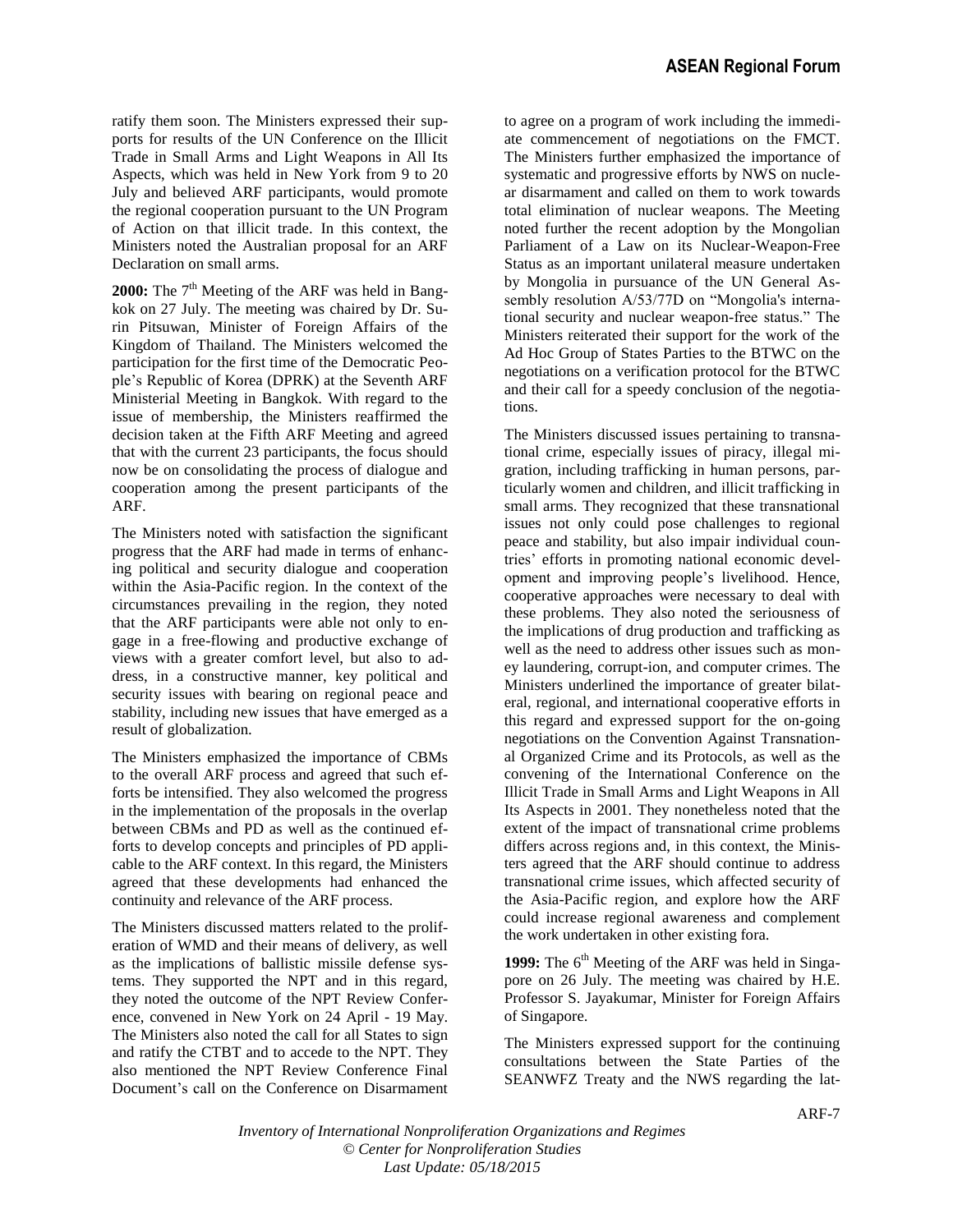ratify them soon. The Ministers expressed their supports for results of the UN Conference on the Illicit Trade in Small Arms and Light Weapons in All Its Aspects, which was held in New York from 9 to 20 July and believed ARF participants, would promote the regional cooperation pursuant to the UN Program of Action on that illicit trade. In this context, the Ministers noted the Australian proposal for an ARF Declaration on small arms.

**2000:** The 7th Meeting of the ARF was held in Bangkok on 27 July. The meeting was chaired by Dr. Surin Pitsuwan, Minister of Foreign Affairs of the Kingdom of Thailand. The Ministers welcomed the participation for the first time of the Democratic People's Republic of Korea (DPRK) at the Seventh ARF Ministerial Meeting in Bangkok. With regard to the issue of membership, the Ministers reaffirmed the decision taken at the Fifth ARF Meeting and agreed that with the current 23 participants, the focus should now be on consolidating the process of dialogue and cooperation among the present participants of the ARF.

The Ministers noted with satisfaction the significant progress that the ARF had made in terms of enhancing political and security dialogue and cooperation within the Asia-Pacific region. In the context of the circumstances prevailing in the region, they noted that the ARF participants were able not only to engage in a free-flowing and productive exchange of views with a greater comfort level, but also to address, in a constructive manner, key political and security issues with bearing on regional peace and stability, including new issues that have emerged as a result of globalization.

The Ministers emphasized the importance of CBMs to the overall ARF process and agreed that such efforts be intensified. They also welcomed the progress in the implementation of the proposals in the overlap between CBMs and PD as well as the continued efforts to develop concepts and principles of PD applicable to the ARF context. In this regard, the Ministers agreed that these developments had enhanced the continuity and relevance of the ARF process.

The Ministers discussed matters related to the proliferation of WMD and their means of delivery, as well as the implications of ballistic missile defense systems. They supported the NPT and in this regard, they noted the outcome of the NPT Review Conference, convened in New York on 24 April - 19 May. The Ministers also noted the call for all States to sign and ratify the CTBT and to accede to the NPT. They also mentioned the NPT Review Conference Final Document's call on the Conference on Disarmament to agree on a program of work including the immediate commencement of negotiations on the FMCT. The Ministers further emphasized the importance of systematic and progressive efforts by NWS on nuclear disarmament and called on them to work towards total elimination of nuclear weapons. The Meeting noted further the recent adoption by the Mongolian Parliament of a Law on its Nuclear-Weapon-Free Status as an important unilateral measure undertaken by Mongolia in pursuance of the UN General Assembly resolution A/53/77D on "Mongolia's international security and nuclear weapon-free status." The Ministers reiterated their support for the work of the Ad Hoc Group of States Parties to the BTWC on the negotiations on a verification protocol for the BTWC and their call for a speedy conclusion of the negotiations.

The Ministers discussed issues pertaining to transnational crime, especially issues of piracy, illegal migration, including trafficking in human persons, particularly women and children, and illicit trafficking in small arms. They recognized that these transnational issues not only could pose challenges to regional peace and stability, but also impair individual countries' efforts in promoting national economic development and improving people's livelihood. Hence, cooperative approaches were necessary to deal with these problems. They also noted the seriousness of the implications of drug production and trafficking as well as the need to address other issues such as money laundering, corrupt-ion, and computer crimes. The Ministers underlined the importance of greater bilateral, regional, and international cooperative efforts in this regard and expressed support for the on-going negotiations on the Convention Against Transnational Organized Crime and its Protocols, as well as the convening of the International Conference on the Illicit Trade in Small Arms and Light Weapons in All Its Aspects in 2001. They nonetheless noted that the extent of the impact of transnational crime problems differs across regions and, in this context, the Ministers agreed that the ARF should continue to address transnational crime issues, which affected security of the Asia-Pacific region, and explore how the ARF could increase regional awareness and complement the work undertaken in other existing fora.

**1999:** The 6th Meeting of the ARF was held in Singapore on 26 July. The meeting was chaired by H.E. Professor S. Jayakumar, Minister for Foreign Affairs of Singapore.

The Ministers expressed support for the continuing consultations between the State Parties of the SEANWFZ Treaty and the NWS regarding the lat-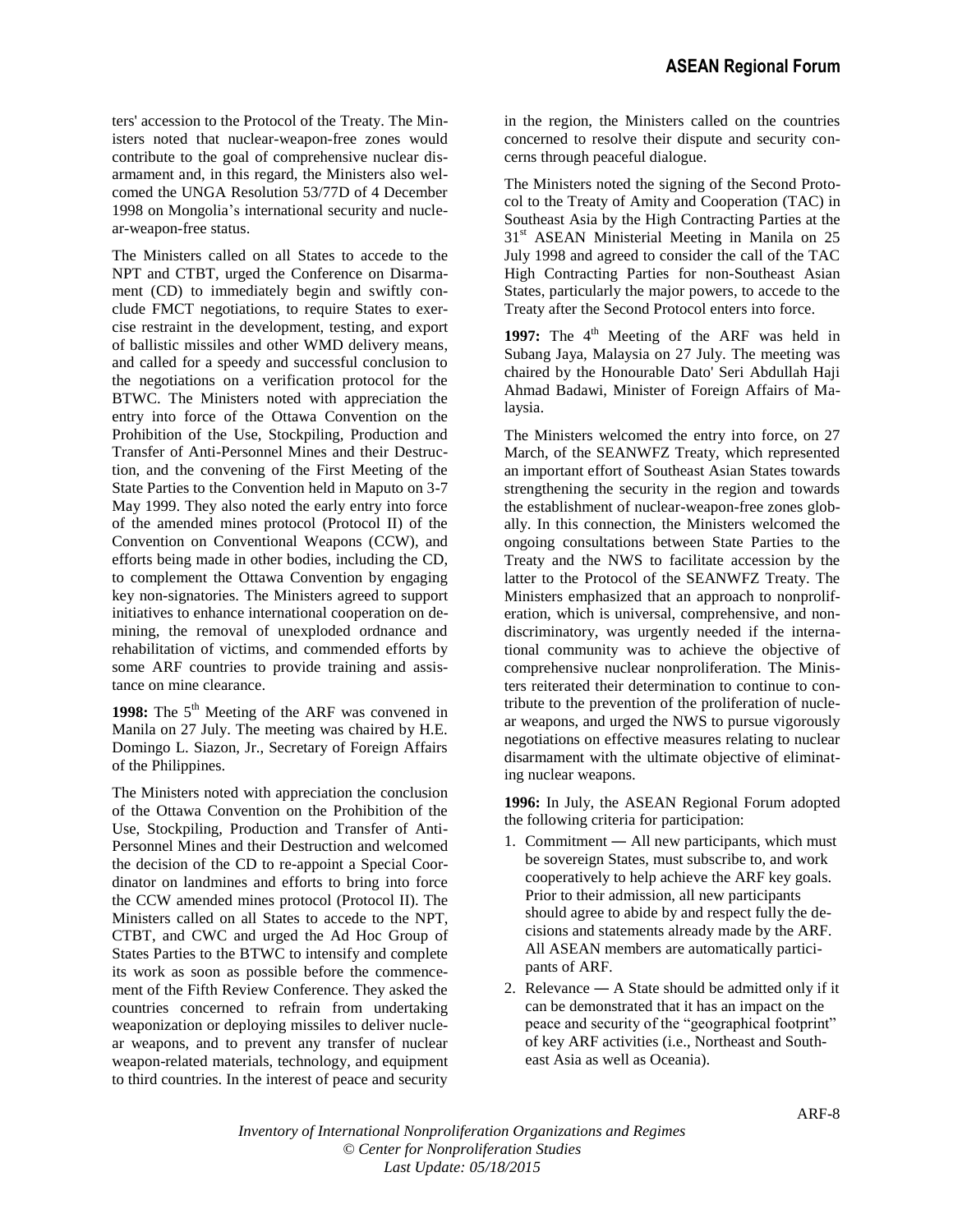ters' accession to the Protocol of the Treaty. The Ministers noted that nuclear-weapon-free zones would contribute to the goal of comprehensive nuclear disarmament and, in this regard, the Ministers also welcomed the UNGA Resolution 53/77D of 4 December 1998 on Mongolia's international security and nuclear-weapon-free status.

The Ministers called on all States to accede to the NPT and CTBT, urged the Conference on Disarmament (CD) to immediately begin and swiftly conclude FMCT negotiations, to require States to exercise restraint in the development, testing, and export of ballistic missiles and other WMD delivery means, and called for a speedy and successful conclusion to the negotiations on a verification protocol for the BTWC. The Ministers noted with appreciation the entry into force of the Ottawa Convention on the Prohibition of the Use, Stockpiling, Production and Transfer of Anti-Personnel Mines and their Destruction, and the convening of the First Meeting of the State Parties to the Convention held in Maputo on 3-7 May 1999. They also noted the early entry into force of the amended mines protocol (Protocol II) of the Convention on Conventional Weapons (CCW), and efforts being made in other bodies, including the CD, to complement the Ottawa Convention by engaging key non-signatories. The Ministers agreed to support initiatives to enhance international cooperation on demining, the removal of unexploded ordnance and rehabilitation of victims, and commended efforts by some ARF countries to provide training and assistance on mine clearance.

**1998:** The 5th Meeting of the ARF was convened in Manila on 27 July. The meeting was chaired by H.E. Domingo L. Siazon, Jr., Secretary of Foreign Affairs of the Philippines.

The Ministers noted with appreciation the conclusion of the Ottawa Convention on the Prohibition of the Use, Stockpiling, Production and Transfer of Anti-Personnel Mines and their Destruction and welcomed the decision of the CD to re-appoint a Special Coordinator on landmines and efforts to bring into force the CCW amended mines protocol (Protocol II). The Ministers called on all States to accede to the NPT, CTBT, and CWC and urged the Ad Hoc Group of States Parties to the BTWC to intensify and complete its work as soon as possible before the commencement of the Fifth Review Conference. They asked the countries concerned to refrain from undertaking weaponization or deploying missiles to deliver nuclear weapons, and to prevent any transfer of nuclear weapon-related materials, technology, and equipment to third countries. In the interest of peace and security in the region, the Ministers called on the countries concerned to resolve their dispute and security concerns through peaceful dialogue.

The Ministers noted the signing of the Second Protocol to the Treaty of Amity and Cooperation (TAC) in Southeast Asia by the High Contracting Parties at the 31st ASEAN Ministerial Meeting in Manila on 25 July 1998 and agreed to consider the call of the TAC High Contracting Parties for non-Southeast Asian States, particularly the major powers, to accede to the Treaty after the Second Protocol enters into force.

**1997:** The 4th Meeting of the ARF was held in Subang Jaya, Malaysia on 27 July. The meeting was chaired by the Honourable Dato' Seri Abdullah Haji Ahmad Badawi, Minister of Foreign Affairs of Malaysia.

The Ministers welcomed the entry into force, on 27 March, of the SEANWFZ Treaty, which represented an important effort of Southeast Asian States towards strengthening the security in the region and towards the establishment of nuclear-weapon-free zones globally. In this connection, the Ministers welcomed the ongoing consultations between State Parties to the Treaty and the NWS to facilitate accession by the latter to the Protocol of the SEANWFZ Treaty. The Ministers emphasized that an approach to nonproliferation, which is universal, comprehensive, and non-discriminatory, was urgently needed if the international community was to achieve the objective of comprehensive nuclear nonproliferation. The Ministers reiterated their determination to continue to contribute to the prevention of the proliferation of nuclear weapons, and urged the NWS to pursue vigorously negotiations on effective measures relating to nuclear disarmament with the ultimate objective of eliminating nuclear weapons.

**1996:** In July, the ASEAN Regional Forum adopted the following criteria for participation:

1. Commitment ― All new participants, which must be sovereign States, must subscribe to, and work cooperatively to help achieve the ARF key goals. Prior to their admission, all new participants should agree to abide by and respect fully the decisions and statements already made by the ARF. All ASEAN members are automatically participants of ARF.
2. Relevance ― A State should be admitted only if it can be demonstrated that it has an impact on the peace and security of the "geographical footprint" of key ARF activities (i.e., Northeast and Southeast Asia as well as Oceania).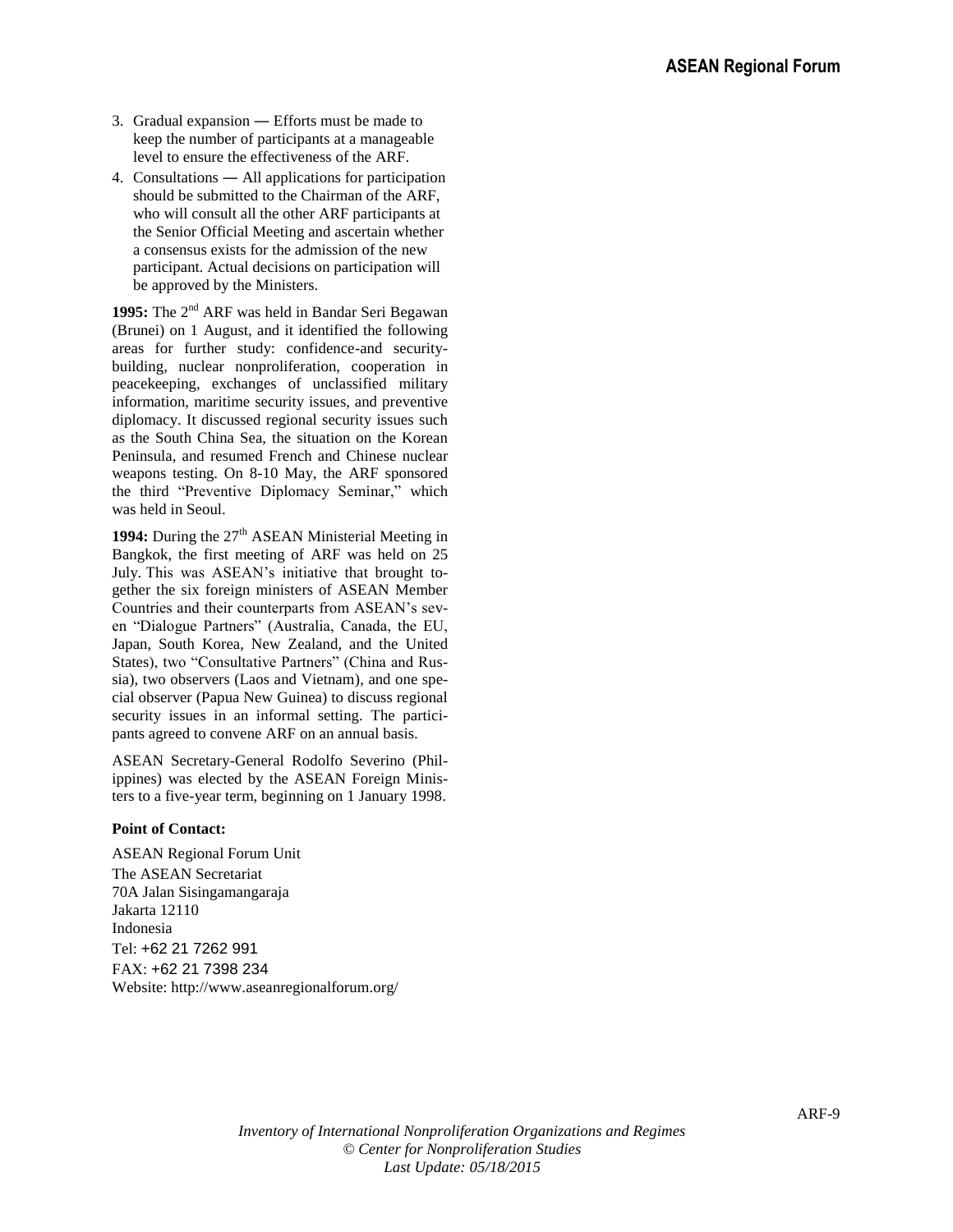3. Gradual expansion — Efforts must be made to keep the number of participants at a manageable level to ensure the effectiveness of the ARF.
4. Consultations — All applications for participation should be submitted to the Chairman of the ARF, who will consult all the other ARF participants at the Senior Official Meeting and ascertain whether a consensus exists for the admission of the new participant. Actual decisions on participation will be approved by the Ministers.

**1995:** The 2nd ARF was held in Bandar Seri Begawan (Brunei) on 1 August, and it identified the following areas for further study: confidence-and security-building, nuclear nonproliferation, cooperation in peacekeeping, exchanges of unclassified military information, maritime security issues, and preventive diplomacy. It discussed regional security issues such as the South China Sea, the situation on the Korean Peninsula, and resumed French and Chinese nuclear weapons testing. On 8-10 May, the ARF sponsored the third "Preventive Diplomacy Seminar," which was held in Seoul.

**1994:** During the 27th ASEAN Ministerial Meeting in Bangkok, the first meeting of ARF was held on 25 July. This was ASEAN's initiative that brought together the six foreign ministers of ASEAN Member Countries and their counterparts from ASEAN's seven "Dialogue Partners" (Australia, Canada, the EU, Japan, South Korea, New Zealand, and the United States), two "Consultative Partners" (China and Russia), two observers (Laos and Vietnam), and one special observer (Papua New Guinea) to discuss regional security issues in an informal setting. The participants agreed to convene ARF on an annual basis.

ASEAN Secretary-General Rodolfo Severino (Philippines) was elected by the ASEAN Foreign Ministers to a five-year term, beginning on 1 January 1998.

**Point of Contact:**

ASEAN Regional Forum Unit
The ASEAN Secretariat
70A Jalan Sisingamangaraja
Jakarta 12110
Indonesia
Tel: +62 21 7262 991
FAX: +62 21 7398 234
Website: http://www.aseanregionalforum.org/